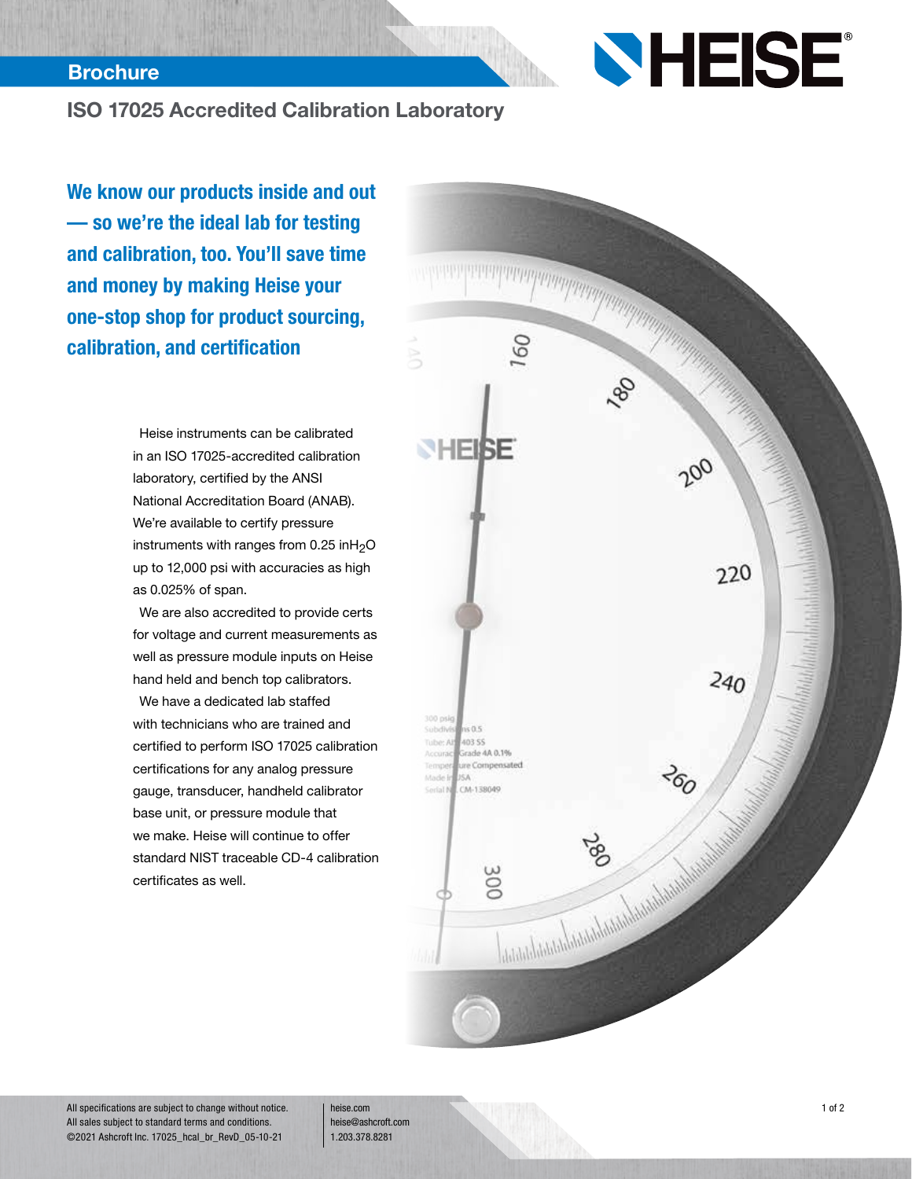**Brochure**

# ISO 17025 Accredited Calibration Laboratory

## We know our products inside and out — so we're the ideal lab for testing and calibration, too. You'll save time and money by making Heise your one-stop shop for product sourcing, calibration, and certification

Heise instruments can be calibrated in an ISO 17025-accredited calibration laboratory, certified by the ANSI National Accreditation Board (ANAB). We're available to certify pressure instruments with ranges from 0.25 $inH_2O$ up to 12,000 psi with accuracies as high as 0.025% of span.

We are also accredited to provide certs for voltage and current measurements as well as pressure module inputs on Heise hand held and bench top calibrators.

We have a dedicated lab staffed with technicians who are trained and certified to perform ISO 17025 calibration certifications for any analog pressure gauge, transducer, handheld calibrator base unit, or pressure module that we make. Heise will continue to offer standard NIST traceable CD-4 calibration certificates as well.

All specifications are subject to change without notice.
All sales subject to standard terms and conditions.
©2021 Ashcroft Inc. 17025_hcal_br_RevD_05-10-21

heise.com
heise@ashcroft.com
1.203.378.8281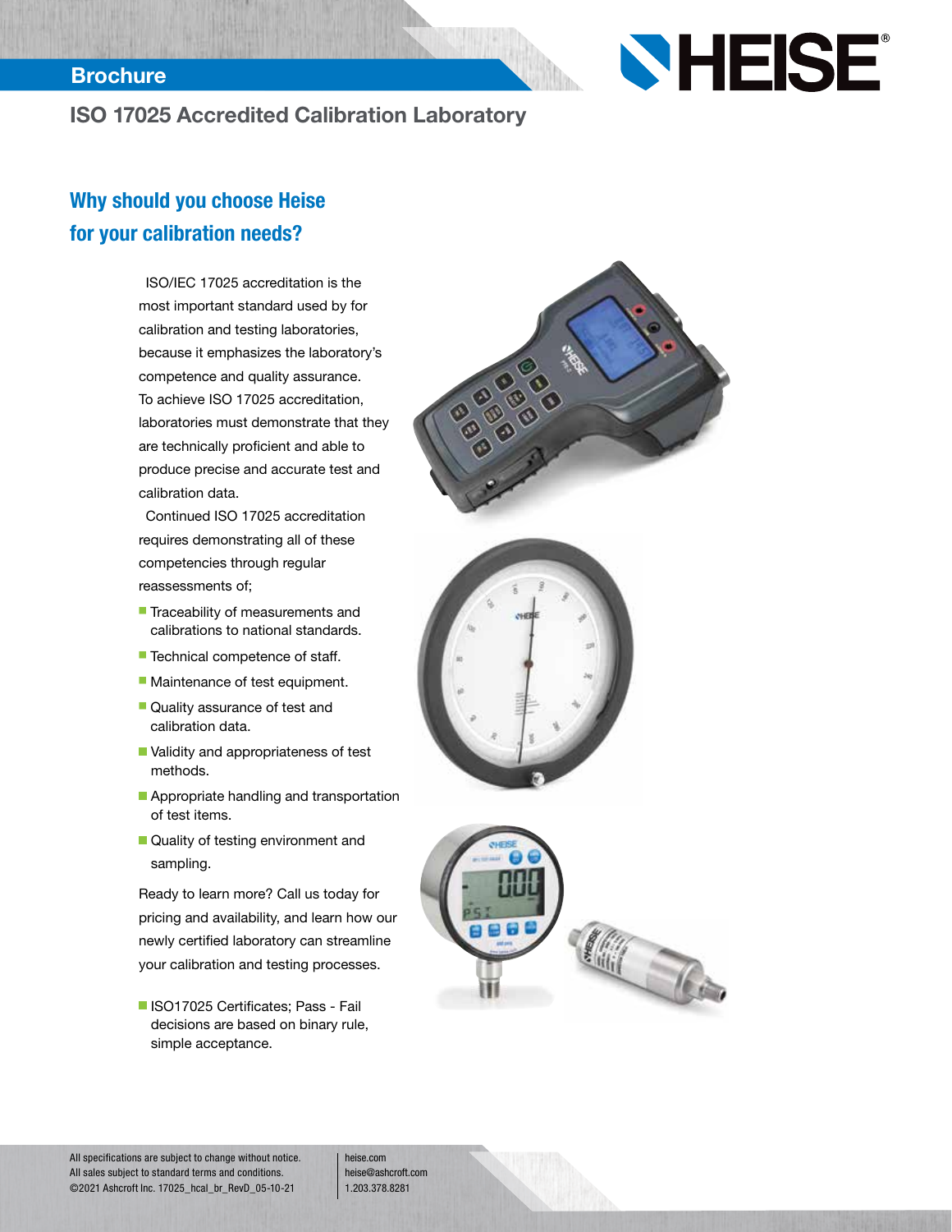# Brochure

## ISO 17025 Accredited Calibration Laboratory

### Why should you choose Heise for your calibration needs?

ISO/IEC 17025 accreditation is the most important standard used by for calibration and testing laboratories, because it emphasizes the laboratory's competence and quality assurance. To achieve ISO 17025 accreditation, laboratories must demonstrate that they are technically proficient and able to produce precise and accurate test and calibration data.

Continued ISO 17025 accreditation requires demonstrating all of these competencies through regular reassessments of;

- Traceability of measurements and calibrations to national standards.
- Technical competence of staff.
- Maintenance of test equipment.
- Quality assurance of test and calibration data.
- Validity and appropriateness of test methods.
- Appropriate handling and transportation of test items.
- Quality of testing environment and sampling.

Ready to learn more? Call us today for pricing and availability, and learn how our newly certified laboratory can streamline your calibration and testing processes.

- ISO17025 Certificates; Pass - Fail decisions are based on binary rule, simple acceptance.

All specifications are subject to change without notice.
All sales subject to standard terms and conditions.
©2021 Ashcroft Inc. 17025_hcal_br_RevD_05-10-21

heise.com
heise@ashcroft.com
1.203.378.8281